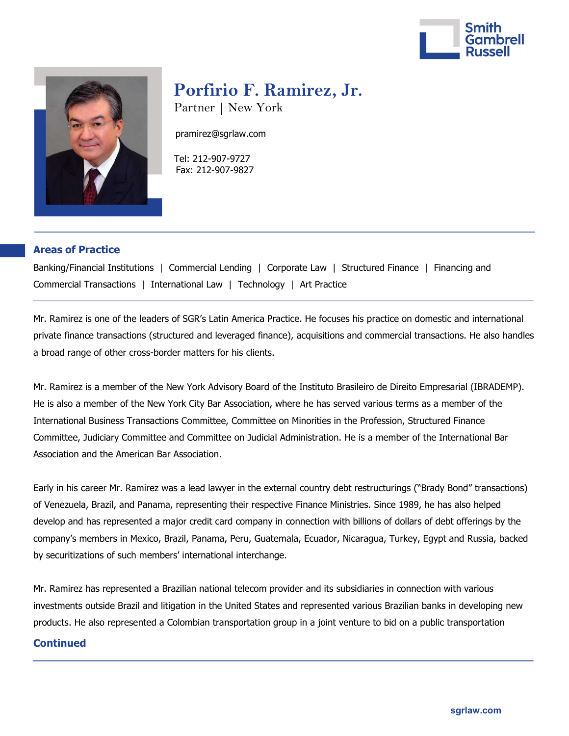# Porfirio F. Ramirez, Jr.

Partner | New York

pramirez@sgrlaw.com

Tel: 212-907-9727
Fax: 212-907-9827

## Areas of Practice

Banking/Financial Institutions | Commercial Lending | Corporate Law | Structured Finance | Financing and Commercial Transactions | International Law | Technology | Art Practice

Mr. Ramirez is one of the leaders of SGR's Latin America Practice. He focuses his practice on domestic and international private finance transactions (structured and leveraged finance), acquisitions and commercial transactions. He also handles a broad range of other cross-border matters for his clients.

Mr. Ramirez is a member of the New York Advisory Board of the Instituto Brasileiro de Direito Empresarial (IBRADEMP). He is also a member of the New York City Bar Association, where he has served various terms as a member of the International Business Transactions Committee, Committee on Minorities in the Profession, Structured Finance Committee, Judiciary Committee and Committee on Judicial Administration. He is a member of the International Bar Association and the American Bar Association.

Early in his career Mr. Ramirez was a lead lawyer in the external country debt restructurings ("Brady Bond" transactions) of Venezuela, Brazil, and Panama, representing their respective Finance Ministries. Since 1989, he has also helped develop and has represented a major credit card company in connection with billions of dollars of debt offerings by the company's members in Mexico, Brazil, Panama, Peru, Guatemala, Ecuador, Nicaragua, Turkey, Egypt and Russia, backed by securitizations of such members' international interchange.

Mr. Ramirez has represented a Brazilian national telecom provider and its subsidiaries in connection with various investments outside Brazil and litigation in the United States and represented various Brazilian banks in developing new products. He also represented a Colombian transportation group in a joint venture to bid on a public transportation

**Continued**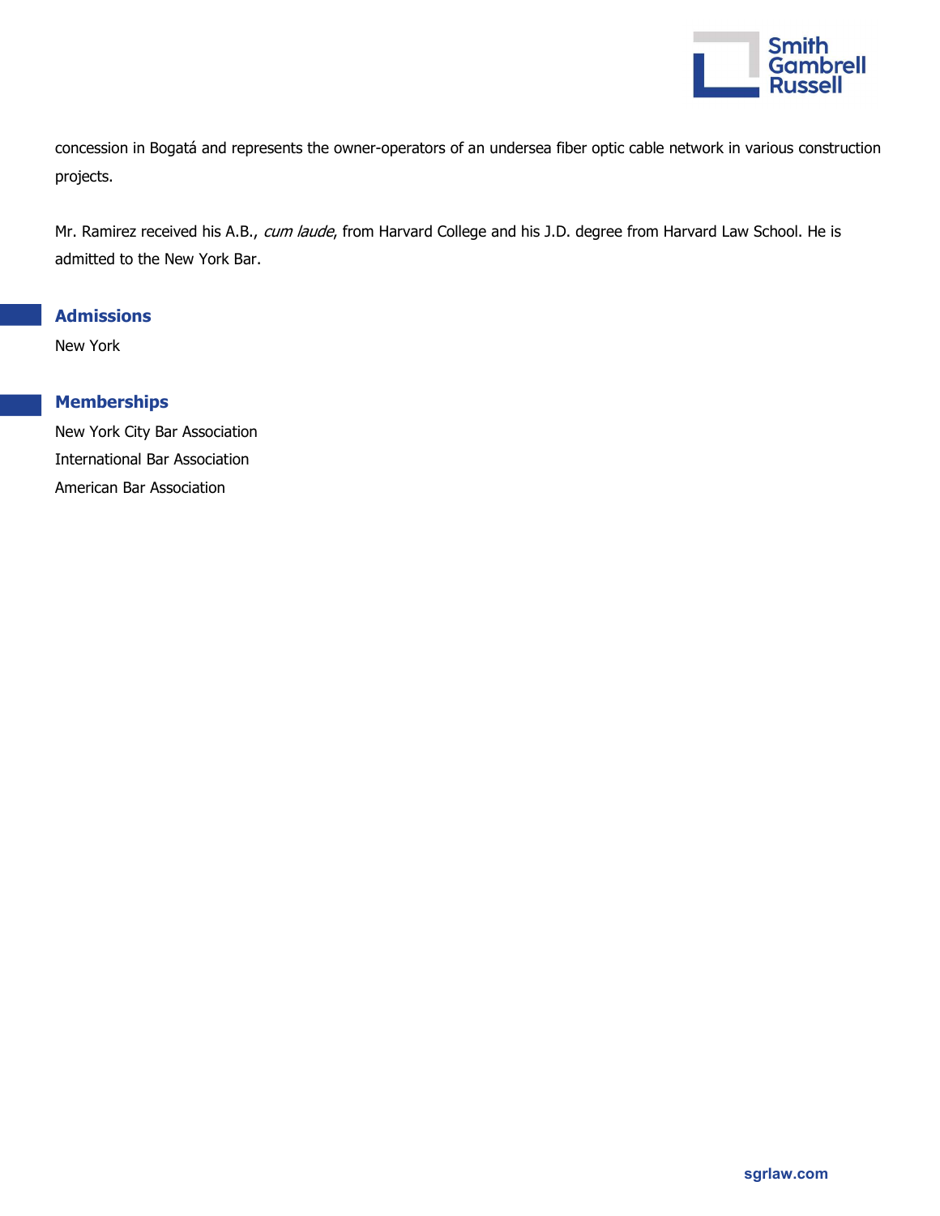concession in Bogatá and represents the owner-operators of an undersea fiber optic cable network in various construction projects.

Mr. Ramirez received his A.B., *cum laude*, from Harvard College and his J.D. degree from Harvard Law School. He is admitted to the New York Bar.

## Admissions

New York

## Memberships

New York City Bar Association
International Bar Association
American Bar Association